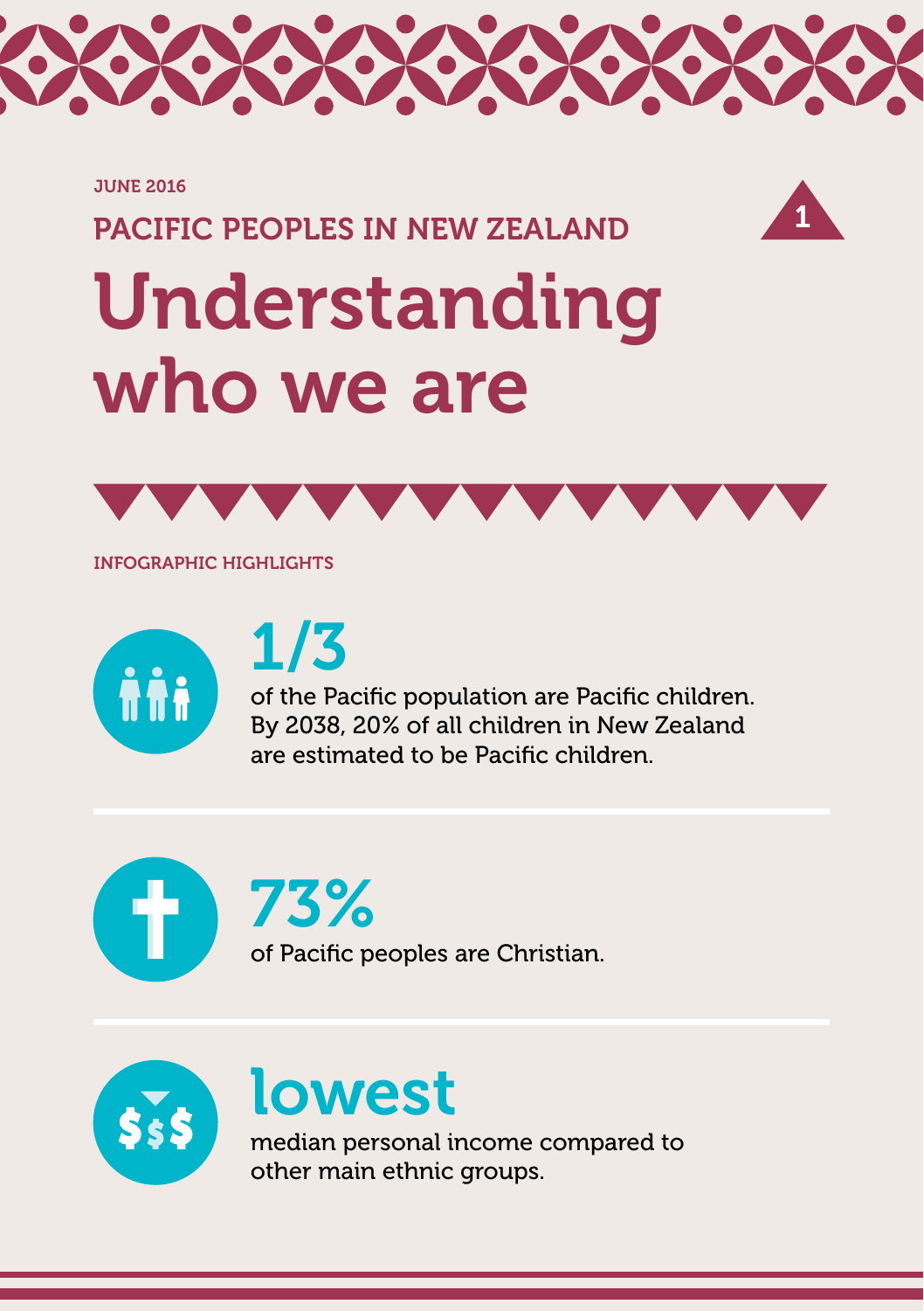JUNE 2016

PACIFIC PEOPLES IN NEW ZEALAND

# Understanding who we are

INFOGRAPHIC HIGHLIGHTS

**1/3**

of the Pacific population are Pacific children. By 2038, 20% of all children in New Zealand are estimated to be Pacific children.

**73%**

of Pacific peoples are Christian.

**lowest**

median personal income compared to other main ethnic groups.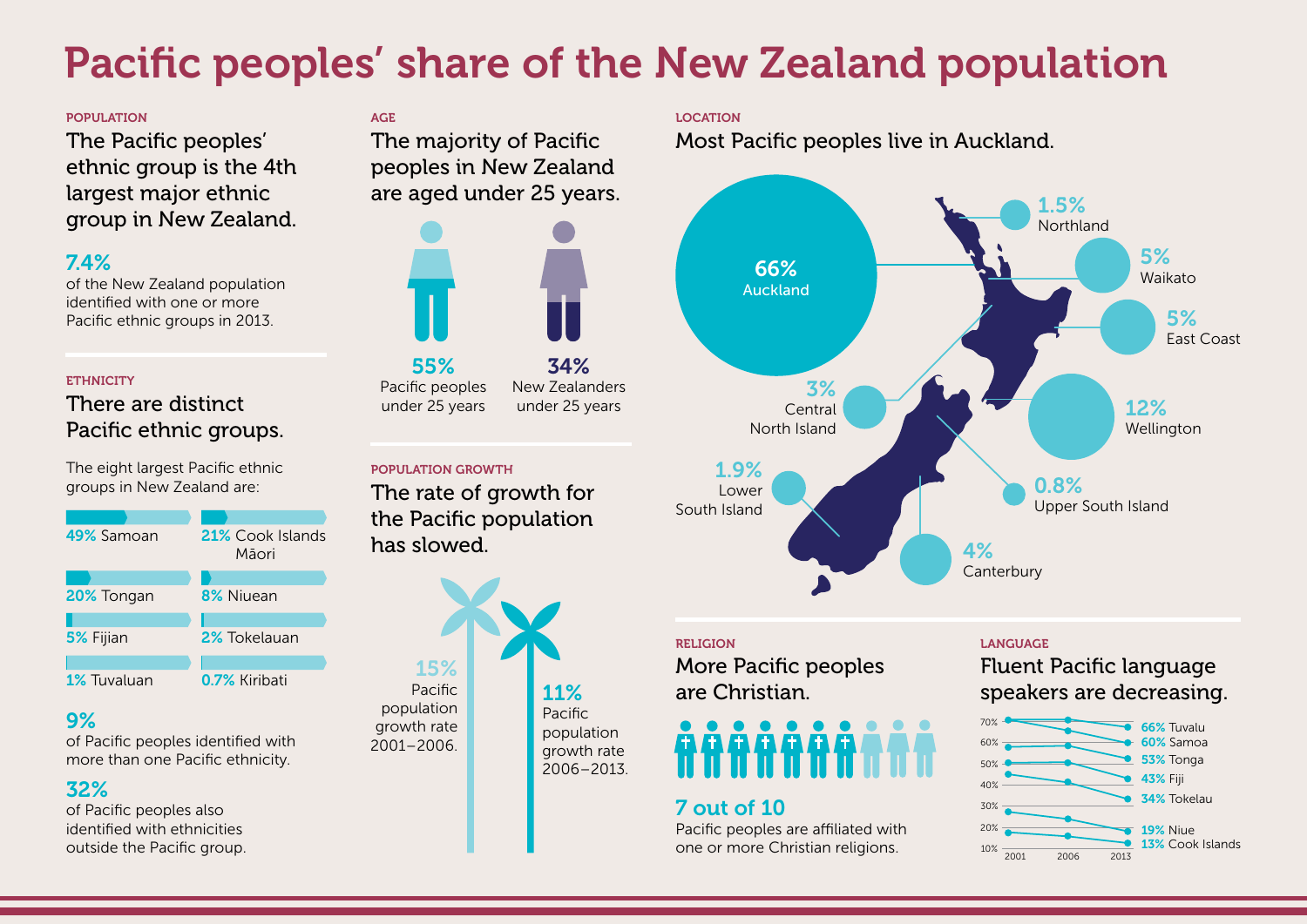# Pacific peoples' share of the New Zealand population

## POPULATION

### The Pacific peoples' ethnic group is the 4th largest major ethnic group in New Zealand.

**7.4%**
of the New Zealand population identified with one or more Pacific ethnic groups in 2013.

## ETHNICITY

### There are distinct Pacific ethnic groups.

The eight largest Pacific ethnic groups in New Zealand are:

- **49%** Samoan
- **21%** Cook Islands Māori
- **20%** Tongan
- **8%** Niuean
- **5%** Fijian
- **2%** Tokelauan
- **1%** Tuvaluan
- **0.7%** Kiribati

**9%**
of Pacific peoples identified with more than one Pacific ethnicity.

**32%**
of Pacific peoples also identified with ethnicities outside the Pacific group.

## AGE

### The majority of Pacific peoples in New Zealand are aged under 25 years.

**55%** Pacific peoples under 25 years

**34%** New Zealanders under 25 years

## POPULATION GROWTH

### The rate of growth for the Pacific population has slowed.

**15%** Pacific population growth rate 2001–2006.

**11%** Pacific population growth rate 2006–2013.

## LOCATION

### Most Pacific peoples live in Auckland.

- **1.5%** Northland
- **66%** Auckland
- **5%** Waikato
- **5%** East Coast
- **3%** Central North Island
- **12%** Wellington
- **1.9%** Lower South Island
- **0.8%** Upper South Island
- **4%** Canterbury

## RELIGION

### More Pacific peoples are Christian.

**7 out of 10**
Pacific peoples are affiliated with one or more Christian religions.

## LANGUAGE

### Fluent Pacific language speakers are decreasing.

2001, 2006, 2013 (2013 values shown):

- **66%** Tuvalu
- **60%** Samoa
- **53%** Tonga
- **43%** Fiji
- **34%** Tokelau
- **19%** Niue
- **13%** Cook Islands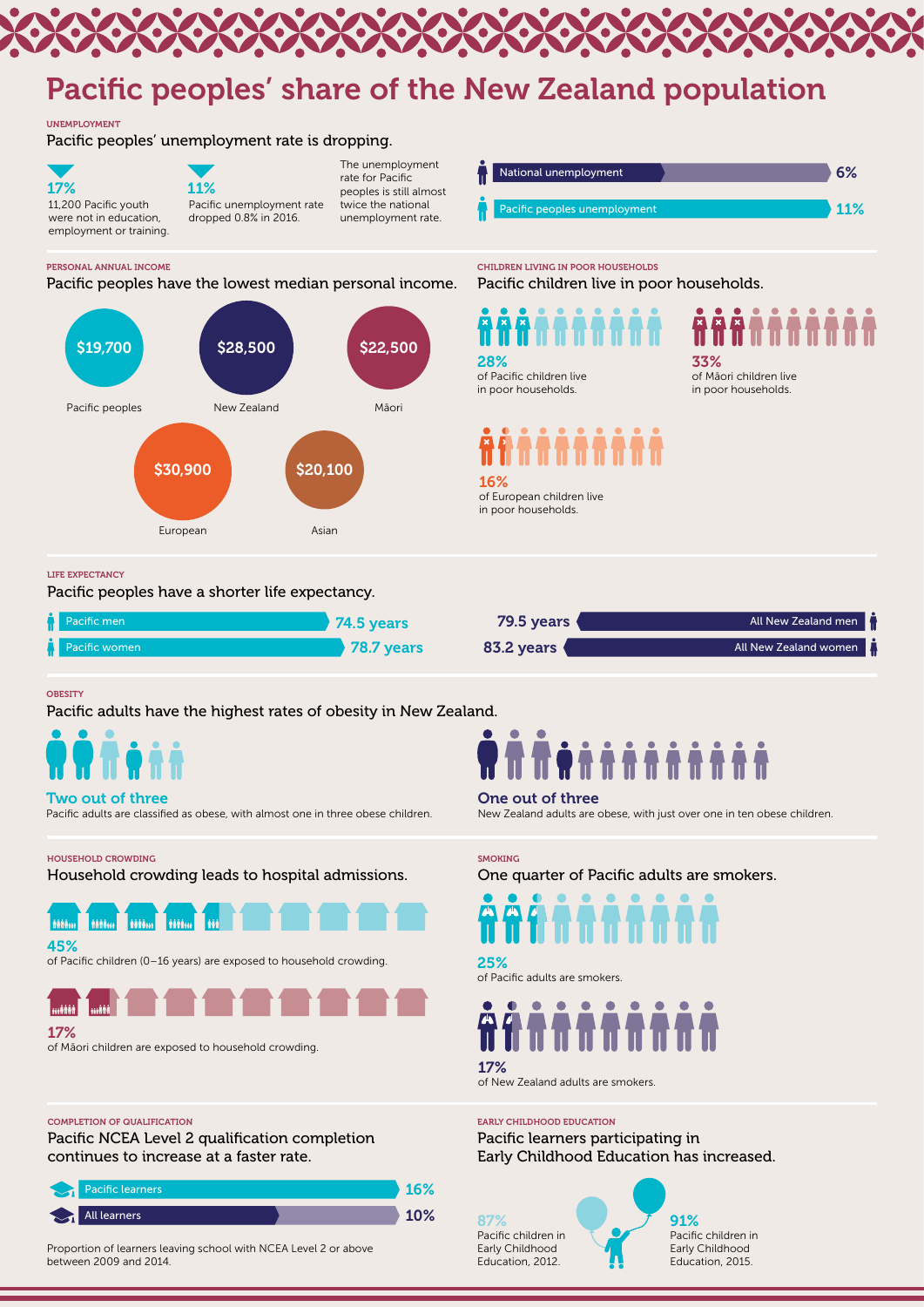# Pacific peoples' share of the New Zealand population

## UNEMPLOYMENT

### Pacific peoples' unemployment rate is dropping.

**17%**
11,200 Pacific youth were not in education, employment or training.

**11%**
Pacific unemployment rate dropped 0.8% in 2016.

The unemployment rate for Pacific peoples is still almost twice the national unemployment rate.

- National unemployment 6%
- Pacific peoples unemployment 11%

## PERSONAL ANNUAL INCOME

### Pacific peoples have the lowest median personal income.

- Pacific peoples: $19,700
- New Zealand: $28,500
- Māori: $22,500
- European: $30,900
- Asian: $20,100

## CHILDREN LIVING IN POOR HOUSEHOLDS

### Pacific children live in poor households.

**28%**
of Pacific children live in poor households.

**33%**
of Māori children live in poor households.

**16%**
of European children live in poor households.

## LIFE EXPECTANCY

### Pacific peoples have a shorter life expectancy.

- Pacific men 74.5 years
- Pacific women 78.7 years
- All New Zealand men 79.5 years
- All New Zealand women 83.2 years

## OBESITY

### Pacific adults have the highest rates of obesity in New Zealand.

**Two out of three**
Pacific adults are classified as obese, with almost one in three obese children.

**One out of three**
New Zealand adults are obese, with just over one in ten obese children.

## HOUSEHOLD CROWDING

### Household crowding leads to hospital admissions.

**45%**
of Pacific children (0–16 years) are exposed to household crowding.

**17%**
of Māori children are exposed to household crowding.

## SMOKING

### One quarter of Pacific adults are smokers.

**25%**
of Pacific adults are smokers.

**17%**
of New Zealand adults are smokers.

## COMPLETION OF QUALIFICATION

### Pacific NCEA Level 2 qualification completion continues to increase at a faster rate.

- Pacific learners 16%
- All learners 10%

Proportion of learners leaving school with NCEA Level 2 or above between 2009 and 2014.

## EARLY CHILDHOOD EDUCATION

### Pacific learners participating in Early Childhood Education has increased.

**87%**
Pacific children in Early Childhood Education, 2012.

**91%**
Pacific children in Early Childhood Education, 2015.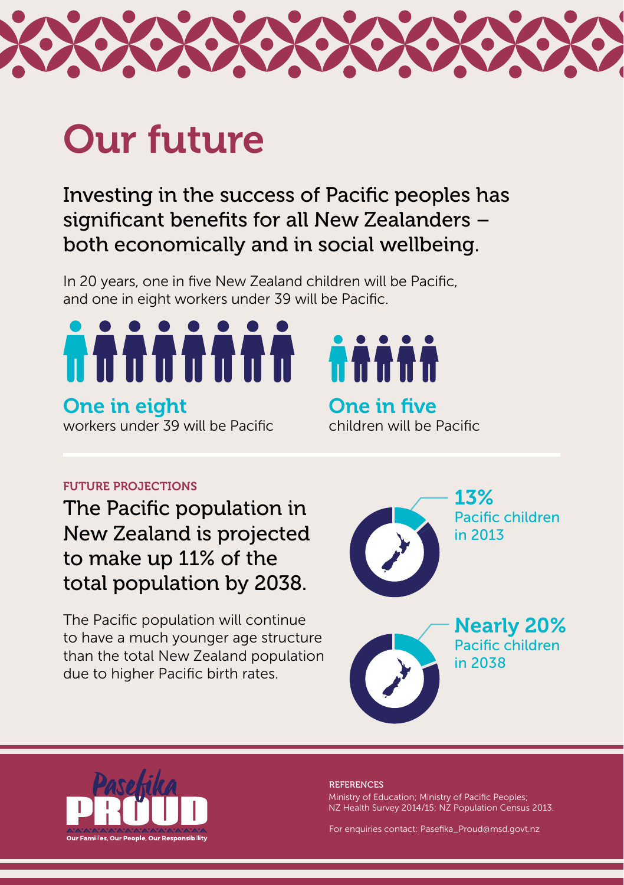# Our future

## Investing in the success of Pacific peoples has significant benefits for all New Zealanders – both economically and in social wellbeing.

In 20 years, one in five New Zealand children will be Pacific, and one in eight workers under 39 will be Pacific.

**One in eight**
workers under 39 will be Pacific

**One in five**
children will be Pacific

FUTURE PROJECTIONS

## The Pacific population in New Zealand is projected to make up 11% of the total population by 2038.

The Pacific population will continue to have a much younger age structure than the total New Zealand population due to higher Pacific birth rates.

**13%**
Pacific children in 2013

**Nearly 20%**
Pacific children in 2038

Pasefika PROUD
Our Families, Our People, Our Responsibility

REFERENCES
Ministry of Education; Ministry of Pacific Peoples; NZ Health Survey 2014/15; NZ Population Census 2013.

For enquiries contact: Pasefika_Proud@msd.govt.nz